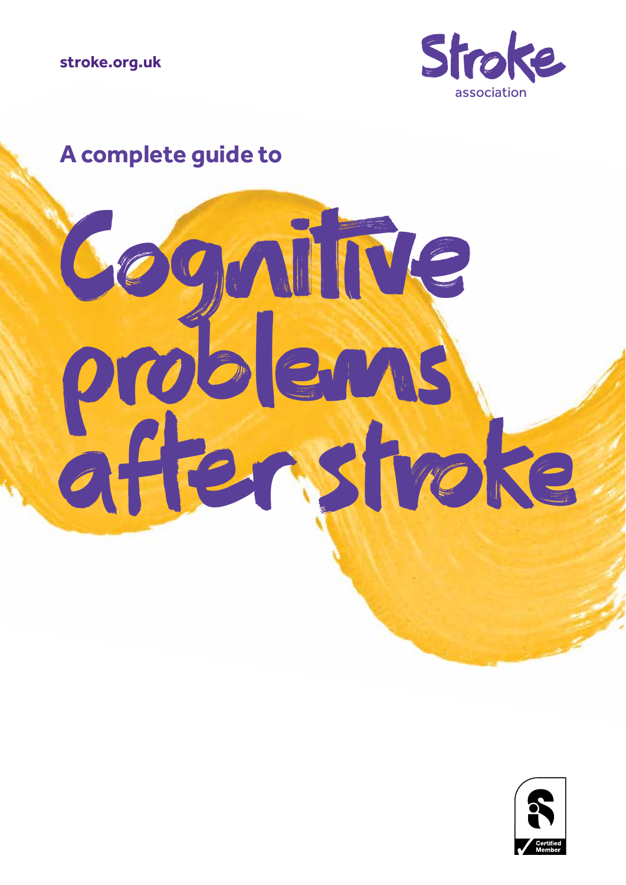stroke.org.uk

Stroke association

A complete guide to

# Cognitive problems after stroke

Certified Member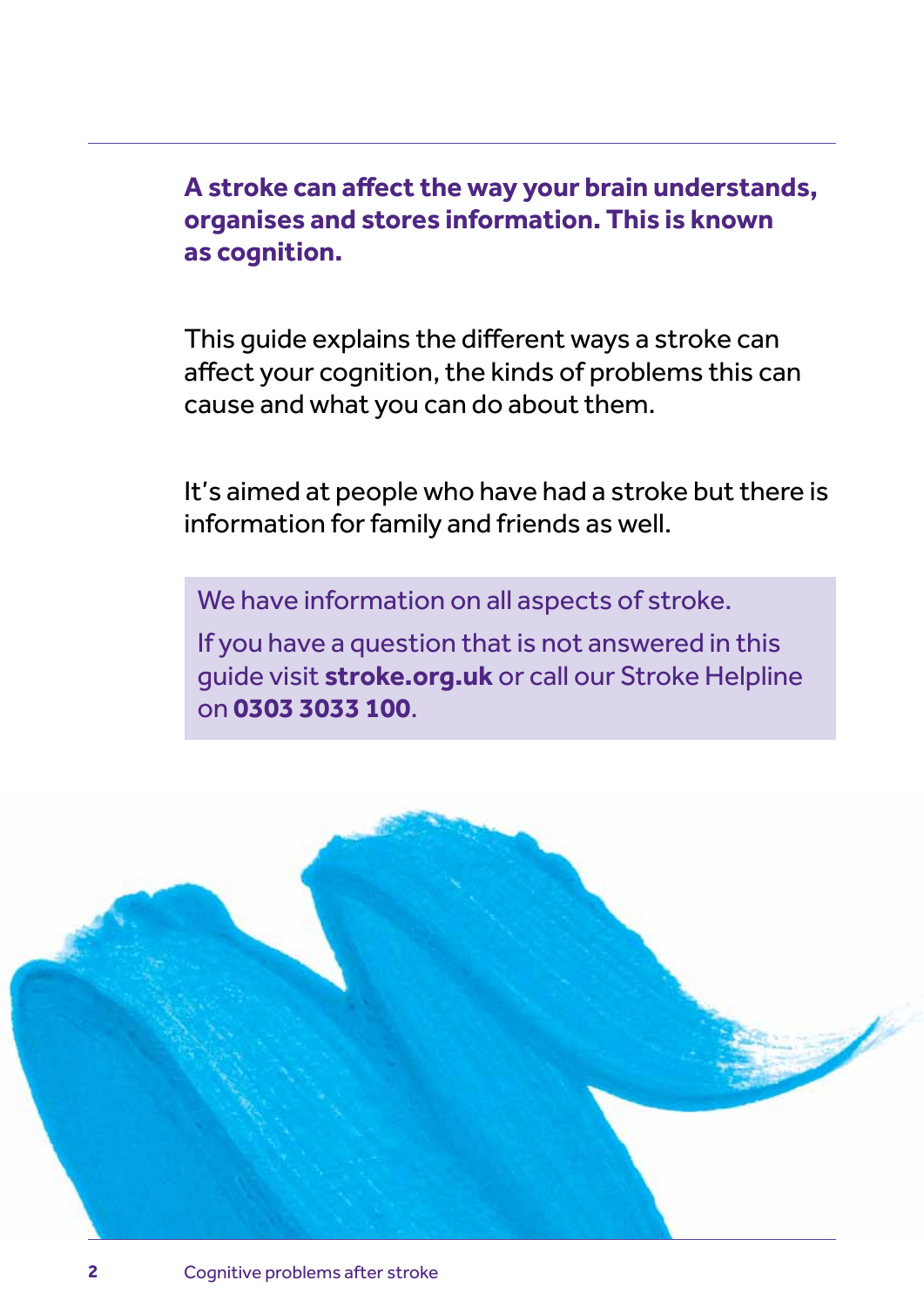**A stroke can affect the way your brain understands, organises and stores information. This is known as cognition.**

This guide explains the different ways a stroke can affect your cognition, the kinds of problems this can cause and what you can do about them.

It's aimed at people who have had a stroke but there is information for family and friends as well.

> We have information on all aspects of stroke.
>
> If you have a question that is not answered in this guide visit **stroke.org.uk** or call our Stroke Helpline on **0303 3033 100**.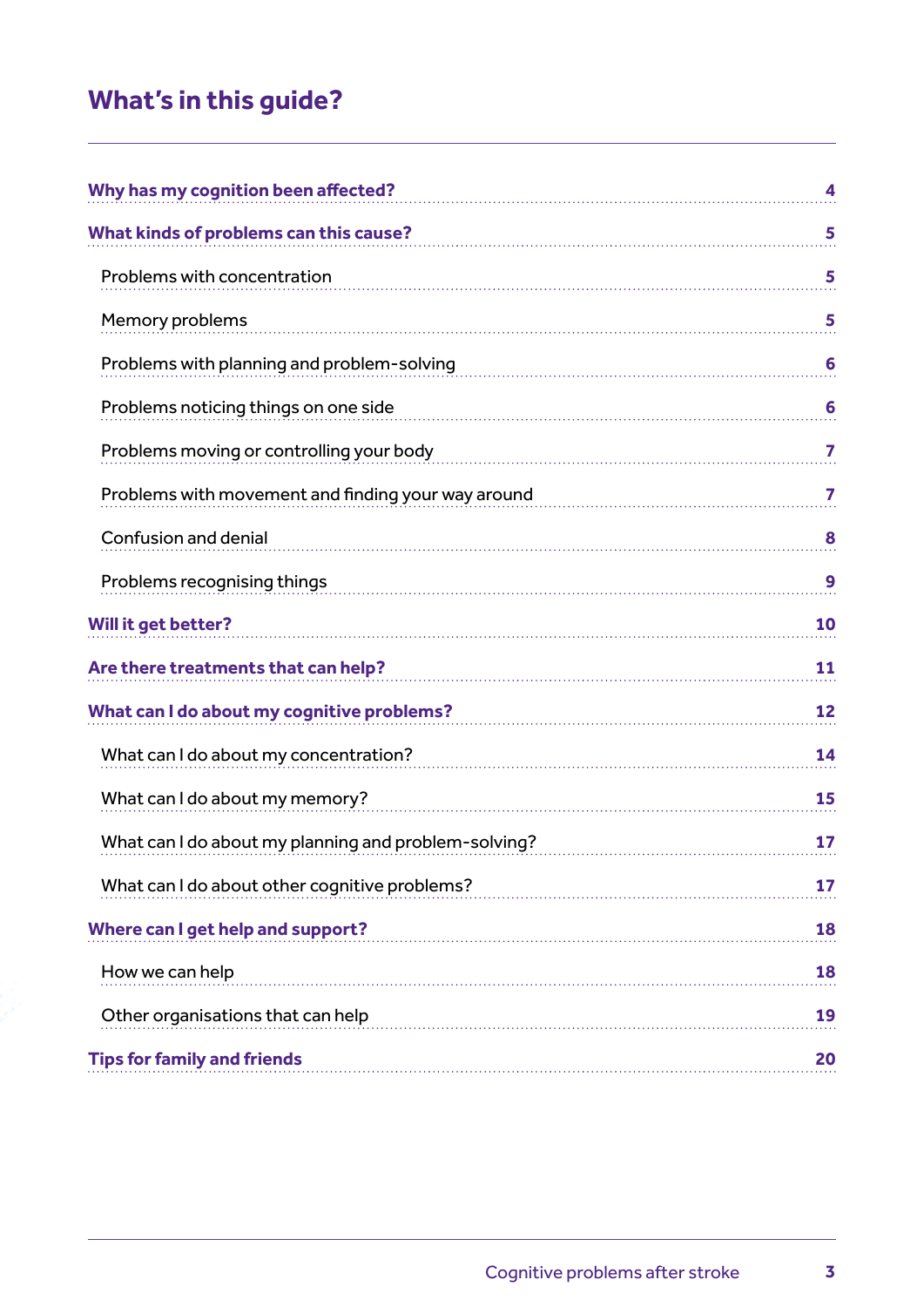# What's in this guide?

| | |
|---|---|
| **Why has my cognition been affected?** | **4** |
| **What kinds of problems can this cause?** | **5** |
| Problems with concentration | **5** |
| Memory problems | **5** |
| Problems with planning and problem-solving | **6** |
| Problems noticing things on one side | **6** |
| Problems moving or controlling your body | **7** |
| Problems with movement and finding your way around | **7** |
| Confusion and denial | **8** |
| Problems recognising things | **9** |
| **Will it get better?** | **10** |
| **Are there treatments that can help?** | **11** |
| **What can I do about my cognitive problems?** | **12** |
| What can I do about my concentration? | **14** |
| What can I do about my memory? | **15** |
| What can I do about my planning and problem-solving? | **17** |
| What can I do about other cognitive problems? | **17** |
| **Where can I get help and support?** | **18** |
| How we can help | **18** |
| Other organisations that can help | **19** |
| **Tips for family and friends** | **20** |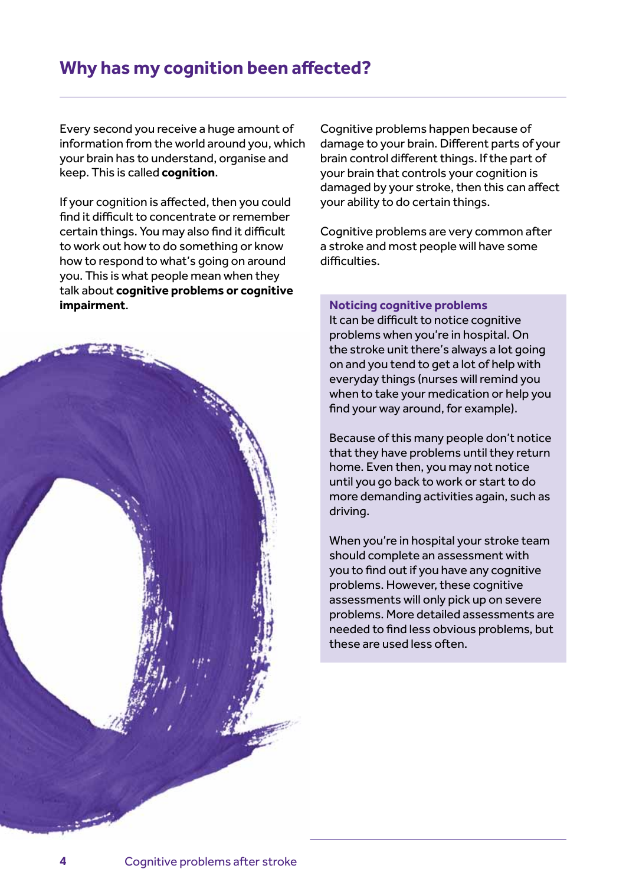## Why has my cognition been affected?

Every second you receive a huge amount of information from the world around you, which your brain has to understand, organise and keep. This is called **cognition**.

If your cognition is affected, then you could find it difficult to concentrate or remember certain things. You may also find it difficult to work out how to do something or know how to respond to what's going on around you. This is what people mean when they talk about **cognitive problems or cognitive impairment**.

Cognitive problems happen because of damage to your brain. Different parts of your brain control different things. If the part of your brain that controls your cognition is damaged by your stroke, then this can affect your ability to do certain things.

Cognitive problems are very common after a stroke and most people will have some difficulties.

### Noticing cognitive problems

It can be difficult to notice cognitive problems when you're in hospital. On the stroke unit there's always a lot going on and you tend to get a lot of help with everyday things (nurses will remind you when to take your medication or help you find your way around, for example).

Because of this many people don't notice that they have problems until they return home. Even then, you may not notice until you go back to work or start to do more demanding activities again, such as driving.

When you're in hospital your stroke team should complete an assessment with you to find out if you have any cognitive problems. However, these cognitive assessments will only pick up on severe problems. More detailed assessments are needed to find less obvious problems, but these are used less often.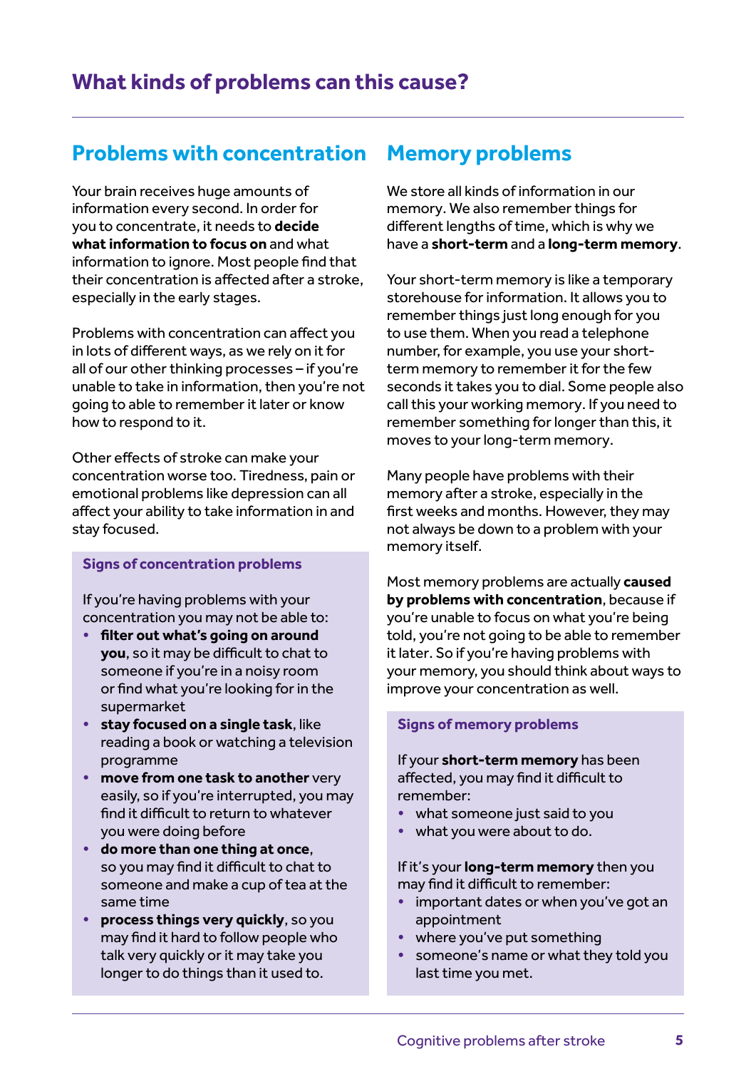## What kinds of problems can this cause?

### Problems with concentration

Your brain receives huge amounts of information every second. In order for you to concentrate, it needs to **decide what information to focus on** and what information to ignore. Most people find that their concentration is affected after a stroke, especially in the early stages.

Problems with concentration can affect you in lots of different ways, as we rely on it for all of our other thinking processes – if you're unable to take in information, then you're not going to able to remember it later or know how to respond to it.

Other effects of stroke can make your concentration worse too. Tiredness, pain or emotional problems like depression can all affect your ability to take information in and stay focused.

#### Signs of concentration problems

If you're having problems with your concentration you may not be able to:

- **filter out what's going on around you**, so it may be difficult to chat to someone if you're in a noisy room or find what you're looking for in the supermarket
- **stay focused on a single task**, like reading a book or watching a television programme
- **move from one task to another** very easily, so if you're interrupted, you may find it difficult to return to whatever you were doing before
- **do more than one thing at once**, so you may find it difficult to chat to someone and make a cup of tea at the same time
- **process things very quickly**, so you may find it hard to follow people who talk very quickly or it may take you longer to do things than it used to.

### Memory problems

We store all kinds of information in our memory. We also remember things for different lengths of time, which is why we have a **short-term** and a **long-term memory**.

Your short-term memory is like a temporary storehouse for information. It allows you to remember things just long enough for you to use them. When you read a telephone number, for example, you use your short-term memory to remember it for the few seconds it takes you to dial. Some people also call this your working memory. If you need to remember something for longer than this, it moves to your long-term memory.

Many people have problems with their memory after a stroke, especially in the first weeks and months. However, they may not always be down to a problem with your memory itself.

Most memory problems are actually **caused by problems with concentration**, because if you're unable to focus on what you're being told, you're not going to be able to remember it later. So if you're having problems with your memory, you should think about ways to improve your concentration as well.

#### Signs of memory problems

If your **short-term memory** has been affected, you may find it difficult to remember:

- what someone just said to you
- what you were about to do.

If it's your **long-term memory** then you may find it difficult to remember:

- important dates or when you've got an appointment
- where you've put something
- someone's name or what they told you last time you met.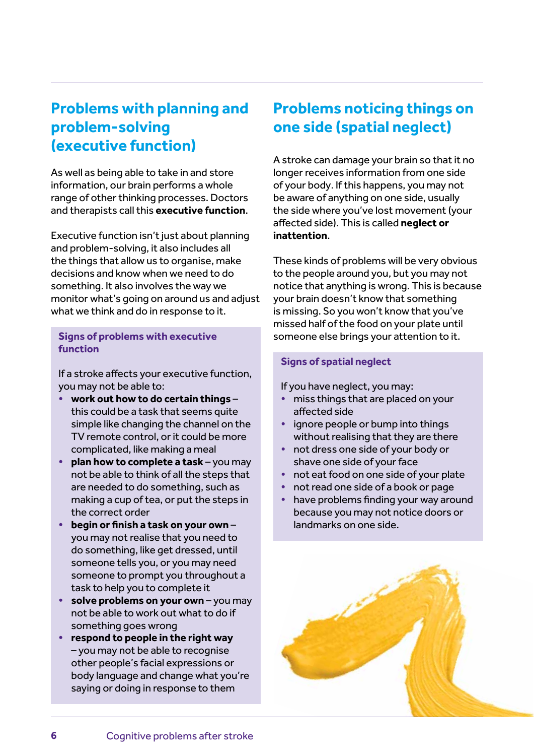## Problems with planning and problem-solving (executive function)

As well as being able to take in and store information, our brain performs a whole range of other thinking processes. Doctors and therapists call this **executive function**.

Executive function isn't just about planning and problem-solving, it also includes all the things that allow us to organise, make decisions and know when we need to do something. It also involves the way we monitor what's going on around us and adjust what we think and do in response to it.

### Signs of problems with executive function

If a stroke affects your executive function, you may not be able to:

- **work out how to do certain things** – this could be a task that seems quite simple like changing the channel on the TV remote control, or it could be more complicated, like making a meal
- **plan how to complete a task** – you may not be able to think of all the steps that are needed to do something, such as making a cup of tea, or put the steps in the correct order
- **begin or finish a task on your own** – you may not realise that you need to do something, like get dressed, until someone tells you, or you may need someone to prompt you throughout a task to help you to complete it
- **solve problems on your own** – you may not be able to work out what to do if something goes wrong
- **respond to people in the right way** – you may not be able to recognise other people's facial expressions or body language and change what you're saying or doing in response to them

## Problems noticing things on one side (spatial neglect)

A stroke can damage your brain so that it no longer receives information from one side of your body. If this happens, you may not be aware of anything on one side, usually the side where you've lost movement (your affected side). This is called **neglect or inattention**.

These kinds of problems will be very obvious to the people around you, but you may not notice that anything is wrong. This is because your brain doesn't know that something is missing. So you won't know that you've missed half of the food on your plate until someone else brings your attention to it.

### Signs of spatial neglect

If you have neglect, you may:

- miss things that are placed on your affected side
- ignore people or bump into things without realising that they are there
- not dress one side of your body or shave one side of your face
- not eat food on one side of your plate
- not read one side of a book or page
- have problems finding your way around because you may not notice doors or landmarks on one side.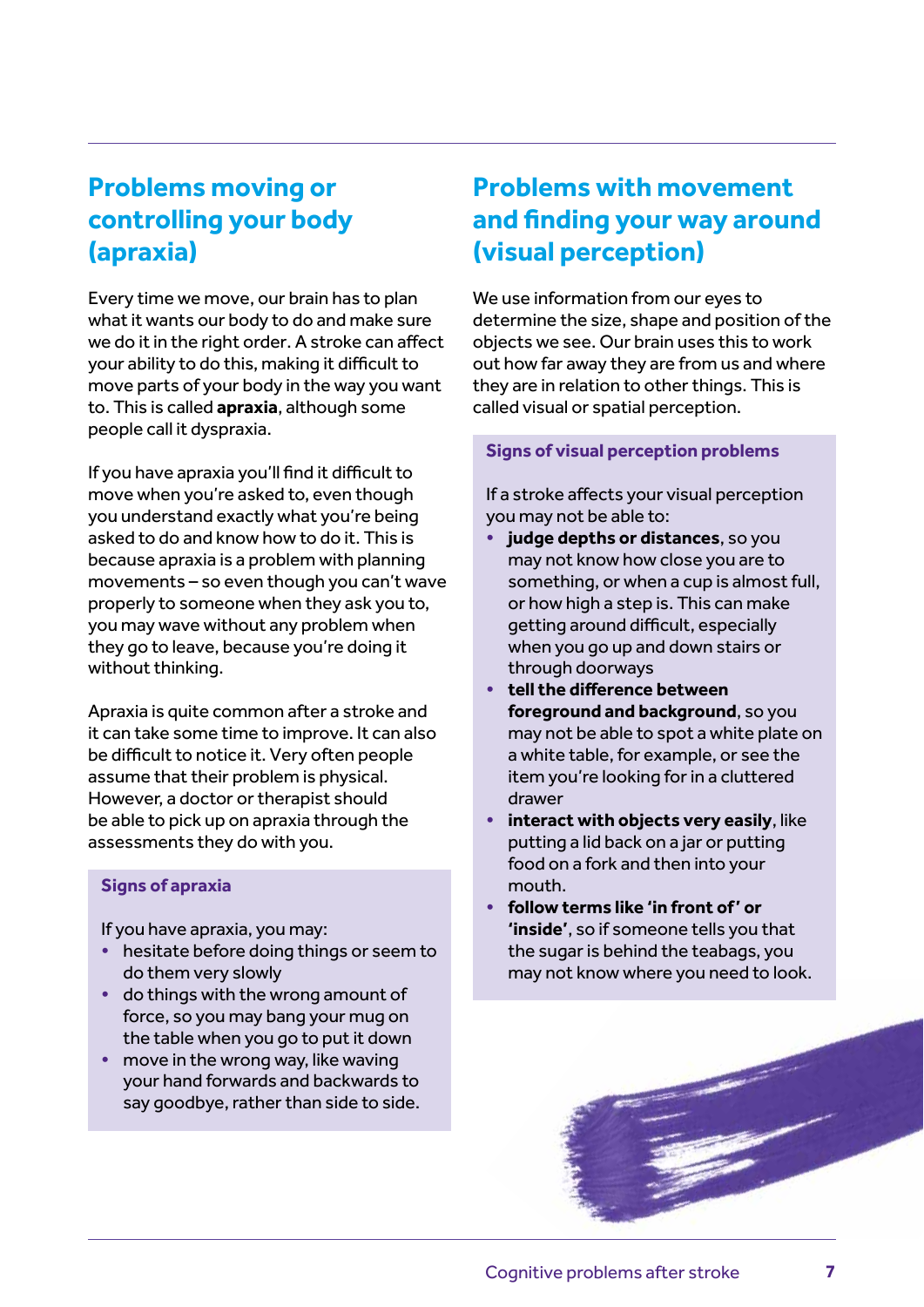## Problems moving or controlling your body (apraxia)

Every time we move, our brain has to plan what it wants our body to do and make sure we do it in the right order. A stroke can affect your ability to do this, making it difficult to move parts of your body in the way you want to. This is called **apraxia**, although some people call it dyspraxia.

If you have apraxia you'll find it difficult to move when you're asked to, even though you understand exactly what you're being asked to do and know how to do it. This is because apraxia is a problem with planning movements – so even though you can't wave properly to someone when they ask you to, you may wave without any problem when they go to leave, because you're doing it without thinking.

Apraxia is quite common after a stroke and it can take some time to improve. It can also be difficult to notice it. Very often people assume that their problem is physical. However, a doctor or therapist should be able to pick up on apraxia through the assessments they do with you.

### Signs of apraxia

If you have apraxia, you may:

- hesitate before doing things or seem to do them very slowly
- do things with the wrong amount of force, so you may bang your mug on the table when you go to put it down
- move in the wrong way, like waving your hand forwards and backwards to say goodbye, rather than side to side.

## Problems with movement and finding your way around (visual perception)

We use information from our eyes to determine the size, shape and position of the objects we see. Our brain uses this to work out how far away they are from us and where they are in relation to other things. This is called visual or spatial perception.

### Signs of visual perception problems

If a stroke affects your visual perception you may not be able to:

- **judge depths or distances**, so you may not know how close you are to something, or when a cup is almost full, or how high a step is. This can make getting around difficult, especially when you go up and down stairs or through doorways
- **tell the difference between foreground and background**, so you may not be able to spot a white plate on a white table, for example, or see the item you're looking for in a cluttered drawer
- **interact with objects very easily**, like putting a lid back on a jar or putting food on a fork and then into your mouth.
- **follow terms like 'in front of' or 'inside'**, so if someone tells you that the sugar is behind the teabags, you may not know where you need to look.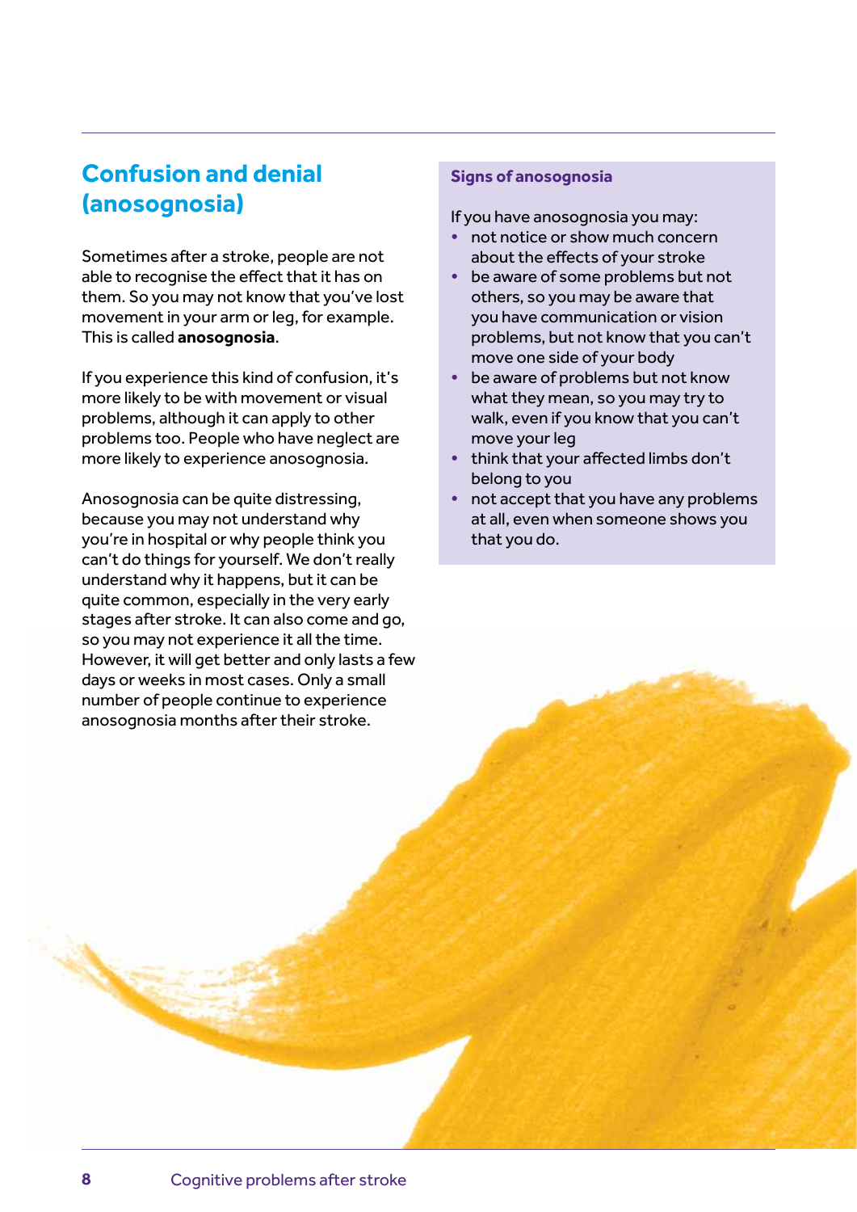## Confusion and denial (anosognosia)

Sometimes after a stroke, people are not able to recognise the effect that it has on them. So you may not know that you've lost movement in your arm or leg, for example. This is called **anosognosia**.

If you experience this kind of confusion, it's more likely to be with movement or visual problems, although it can apply to other problems too. People who have neglect are more likely to experience anosognosia.

Anosognosia can be quite distressing, because you may not understand why you're in hospital or why people think you can't do things for yourself. We don't really understand why it happens, but it can be quite common, especially in the very early stages after stroke. It can also come and go, so you may not experience it all the time. However, it will get better and only lasts a few days or weeks in most cases. Only a small number of people continue to experience anosognosia months after their stroke.

### Signs of anosognosia

If you have anosognosia you may:

- not notice or show much concern about the effects of your stroke
- be aware of some problems but not others, so you may be aware that you have communication or vision problems, but not know that you can't move one side of your body
- be aware of problems but not know what they mean, so you may try to walk, even if you know that you can't move your leg
- think that your affected limbs don't belong to you
- not accept that you have any problems at all, even when someone shows you that you do.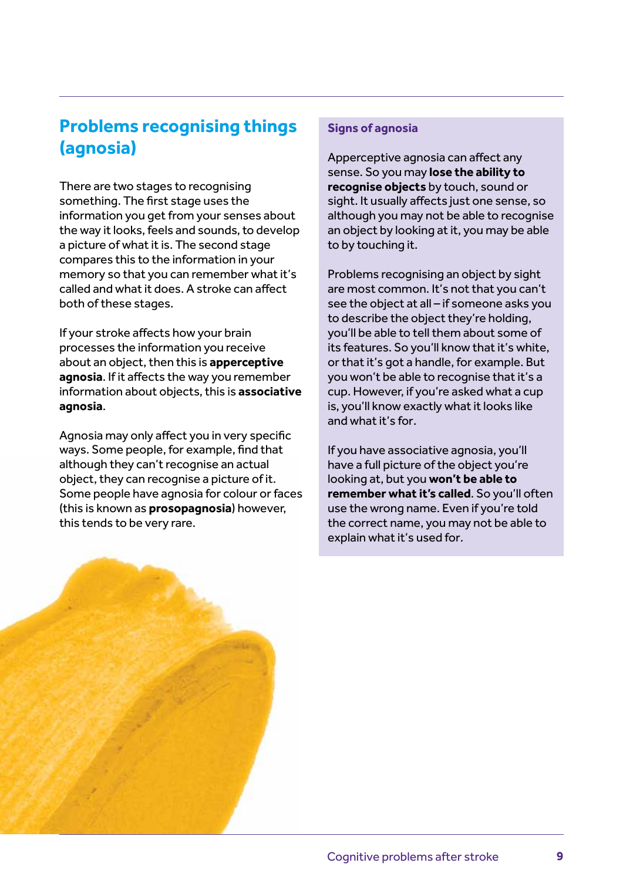## Problems recognising things (agnosia)

There are two stages to recognising something. The first stage uses the information you get from your senses about the way it looks, feels and sounds, to develop a picture of what it is. The second stage compares this to the information in your memory so that you can remember what it's called and what it does. A stroke can affect both of these stages.

If your stroke affects how your brain processes the information you receive about an object, then this is **apperceptive agnosia**. If it affects the way you remember information about objects, this is **associative agnosia**.

Agnosia may only affect you in very specific ways. Some people, for example, find that although they can't recognise an actual object, they can recognise a picture of it. Some people have agnosia for colour or faces (this is known as **prosopagnosia**) however, this tends to be very rare.

### Signs of agnosia

Apperceptive agnosia can affect any sense. So you may **lose the ability to recognise objects** by touch, sound or sight. It usually affects just one sense, so although you may not be able to recognise an object by looking at it, you may be able to by touching it.

Problems recognising an object by sight are most common. It's not that you can't see the object at all – if someone asks you to describe the object they're holding, you'll be able to tell them about some of its features. So you'll know that it's white, or that it's got a handle, for example. But you won't be able to recognise that it's a cup. However, if you're asked what a cup is, you'll know exactly what it looks like and what it's for.

If you have associative agnosia, you'll have a full picture of the object you're looking at, but you **won't be able to remember what it's called**. So you'll often use the wrong name. Even if you're told the correct name, you may not be able to explain what it's used for.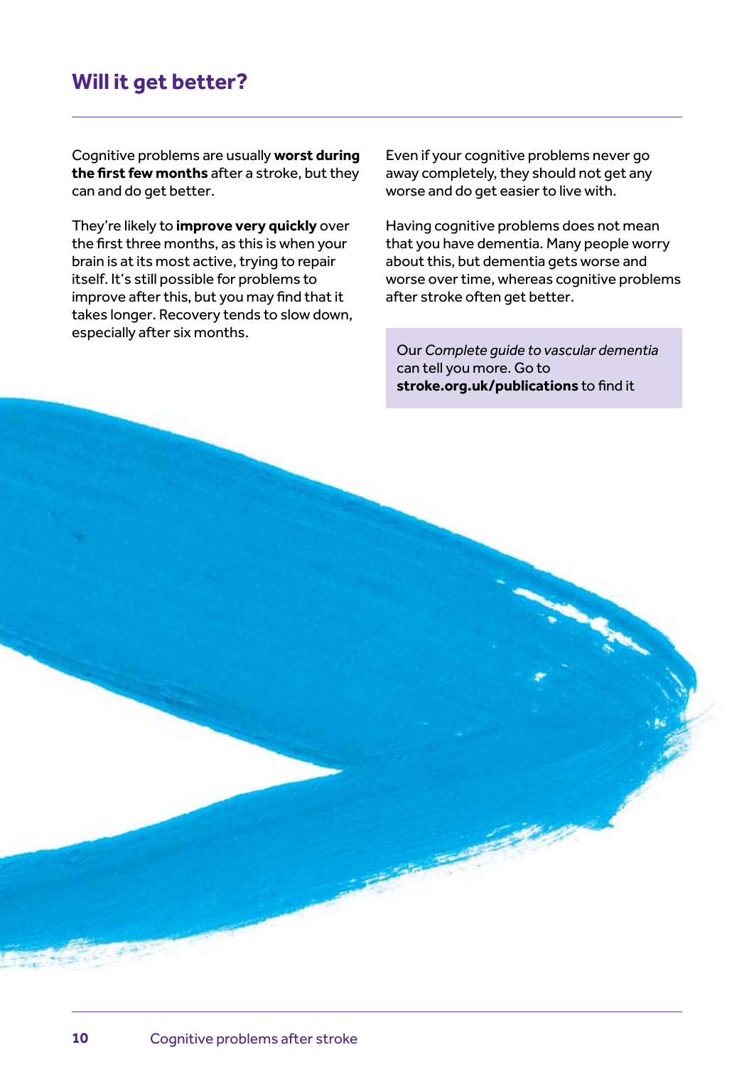## Will it get better?

Cognitive problems are usually **worst during the first few months** after a stroke, but they can and do get better.

They're likely to **improve very quickly** over the first three months, as this is when your brain is at its most active, trying to repair itself. It's still possible for problems to improve after this, but you may find that it takes longer. Recovery tends to slow down, especially after six months.

Even if your cognitive problems never go away completely, they should not get any worse and do get easier to live with.

Having cognitive problems does not mean that you have dementia. Many people worry about this, but dementia gets worse and worse over time, whereas cognitive problems after stroke often get better.

> Our *Complete guide to vascular dementia* can tell you more. Go to **stroke.org.uk/publications** to find it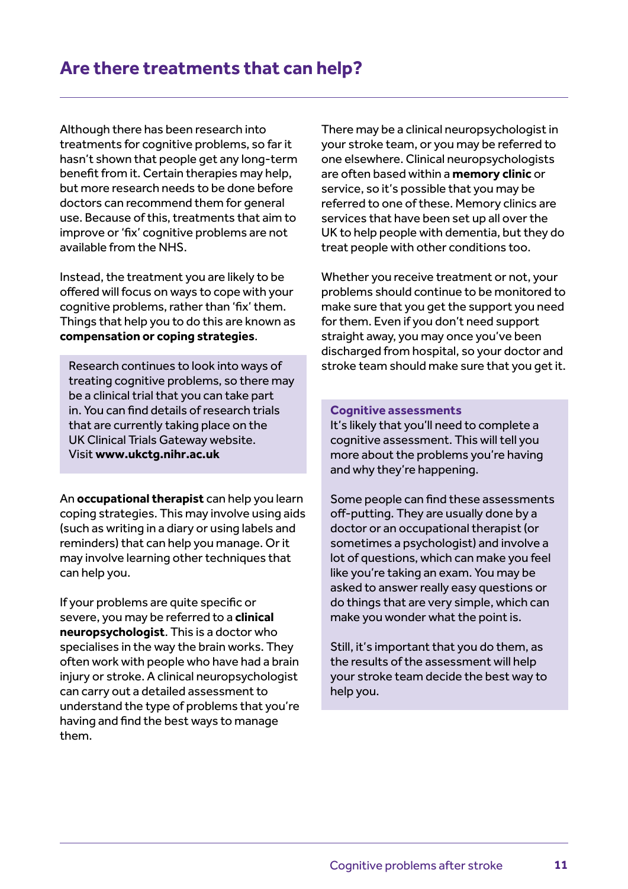## Are there treatments that can help?

Although there has been research into treatments for cognitive problems, so far it hasn't shown that people get any long-term benefit from it. Certain therapies may help, but more research needs to be done before doctors can recommend them for general use. Because of this, treatments that aim to improve or 'fix' cognitive problems are not available from the NHS.

Instead, the treatment you are likely to be offered will focus on ways to cope with your cognitive problems, rather than 'fix' them. Things that help you to do this are known as **compensation or coping strategies**.

> Research continues to look into ways of treating cognitive problems, so there may be a clinical trial that you can take part in. You can find details of research trials that are currently taking place on the UK Clinical Trials Gateway website. Visit **www.ukctg.nihr.ac.uk**

An **occupational therapist** can help you learn coping strategies. This may involve using aids (such as writing in a diary or using labels and reminders) that can help you manage. Or it may involve learning other techniques that can help you.

If your problems are quite specific or severe, you may be referred to a **clinical neuropsychologist**. This is a doctor who specialises in the way the brain works. They often work with people who have had a brain injury or stroke. A clinical neuropsychologist can carry out a detailed assessment to understand the type of problems that you're having and find the best ways to manage them.

There may be a clinical neuropsychologist in your stroke team, or you may be referred to one elsewhere. Clinical neuropsychologists are often based within a **memory clinic** or service, so it's possible that you may be referred to one of these. Memory clinics are services that have been set up all over the UK to help people with dementia, but they do treat people with other conditions too.

Whether you receive treatment or not, your problems should continue to be monitored to make sure that you get the support you need for them. Even if you don't need support straight away, you may once you've been discharged from hospital, so your doctor and stroke team should make sure that you get it.

> **Cognitive assessments**
>
> It's likely that you'll need to complete a cognitive assessment. This will tell you more about the problems you're having and why they're happening.
>
> Some people can find these assessments off-putting. They are usually done by a doctor or an occupational therapist (or sometimes a psychologist) and involve a lot of questions, which can make you feel like you're taking an exam. You may be asked to answer really easy questions or do things that are very simple, which can make you wonder what the point is.
>
> Still, it's important that you do them, as the results of the assessment will help your stroke team decide the best way to help you.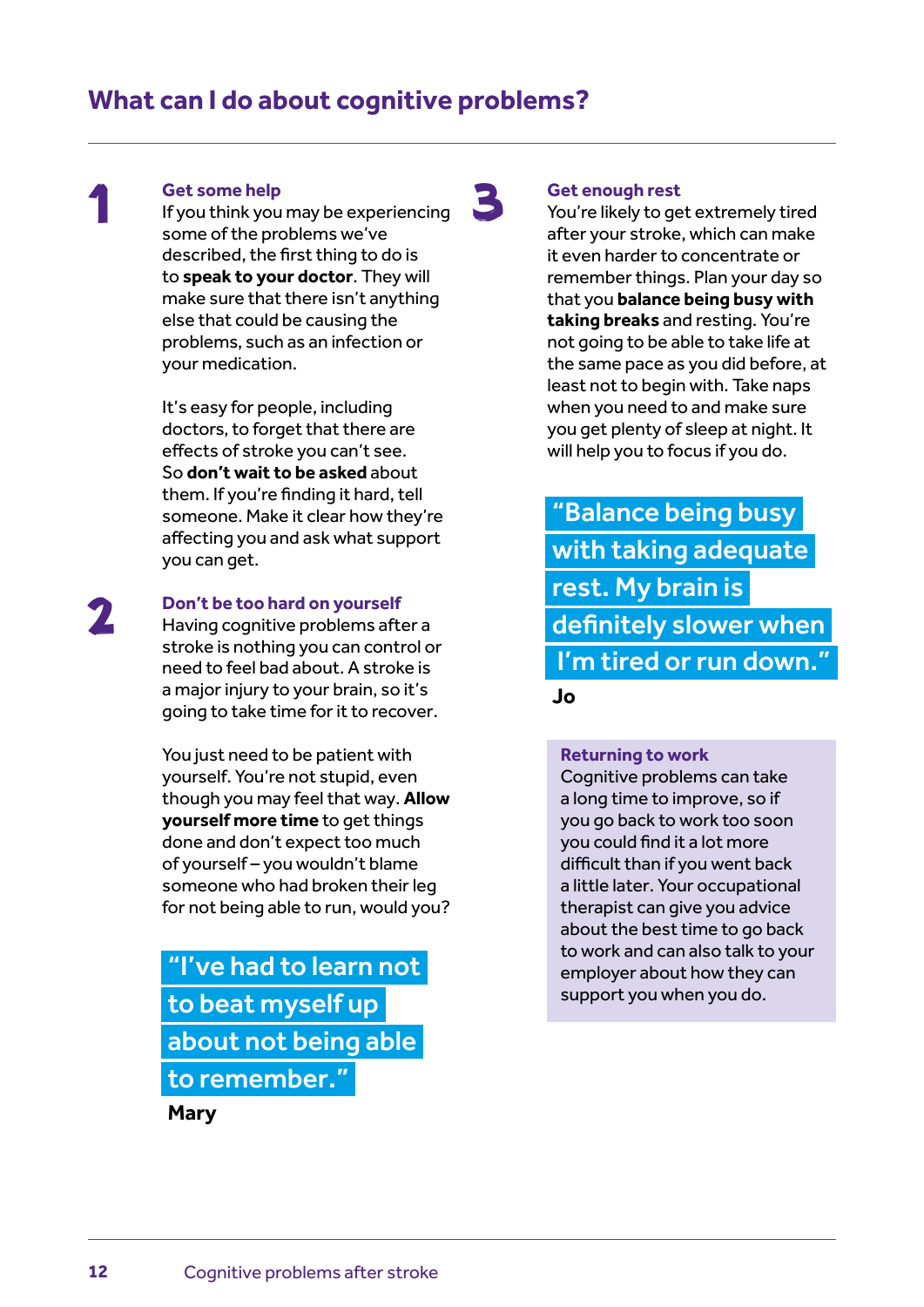## What can I do about cognitive problems?

### 1 Get some help

If you think you may be experiencing some of the problems we've described, the first thing to do is to **speak to your doctor**. They will make sure that there isn't anything else that could be causing the problems, such as an infection or your medication.

It's easy for people, including doctors, to forget that there are effects of stroke you can't see. So **don't wait to be asked** about them. If you're finding it hard, tell someone. Make it clear how they're affecting you and ask what support you can get.

### 2 Don't be too hard on yourself

Having cognitive problems after a stroke is nothing you can control or need to feel bad about. A stroke is a major injury to your brain, so it's going to take time for it to recover.

You just need to be patient with yourself. You're not stupid, even though you may feel that way. **Allow yourself more time** to get things done and don't expect too much of yourself – you wouldn't blame someone who had broken their leg for not being able to run, would you?

> "I've had to learn not to beat myself up about not being able to remember."
>
> **Mary**

### 3 Get enough rest

You're likely to get extremely tired after your stroke, which can make it even harder to concentrate or remember things. Plan your day so that you **balance being busy with taking breaks** and resting. You're not going to be able to take life at the same pace as you did before, at least not to begin with. Take naps when you need to and make sure you get plenty of sleep at night. It will help you to focus if you do.

> "Balance being busy with taking adequate rest. My brain is definitely slower when I'm tired or run down."
>
> **Jo**

**Returning to work**

Cognitive problems can take a long time to improve, so if you go back to work too soon you could find it a lot more difficult than if you went back a little later. Your occupational therapist can give you advice about the best time to go back to work and can also talk to your employer about how they can support you when you do.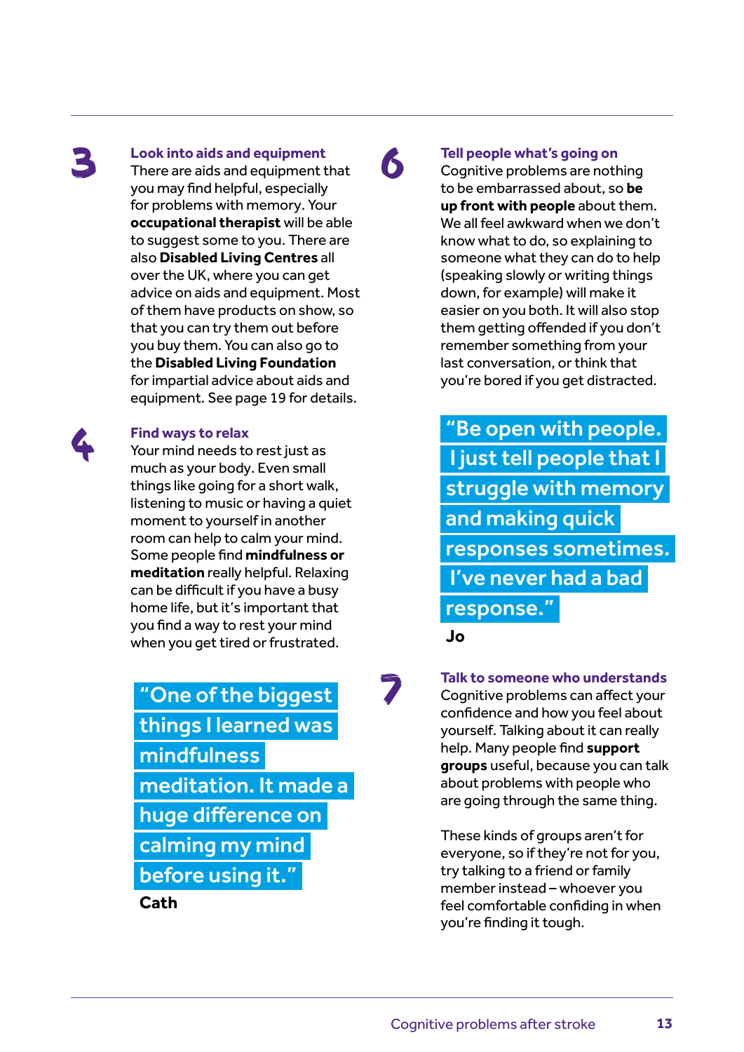## 3 Look into aids and equipment

There are aids and equipment that you may find helpful, especially for problems with memory. Your **occupational therapist** will be able to suggest some to you. There are also **Disabled Living Centres** all over the UK, where you can get advice on aids and equipment. Most of them have products on show, so that you can try them out before you buy them. You can also go to the **Disabled Living Foundation** for impartial advice about aids and equipment. See page 19 for details.

## 4 Find ways to relax

Your mind needs to rest just as much as your body. Even small things like going for a short walk, listening to music or having a quiet moment to yourself in another room can help to calm your mind. Some people find **mindfulness or meditation** really helpful. Relaxing can be difficult if you have a busy home life, but it's important that you find a way to rest your mind when you get tired or frustrated.

> "One of the biggest things I learned was mindfulness meditation. It made a huge difference on calming my mind before using it."
>
> **Cath**

## 6 Tell people what's going on

Cognitive problems are nothing to be embarrassed about, so **be up front with people** about them. We all feel awkward when we don't know what to do, so explaining to someone what they can do to help (speaking slowly or writing things down, for example) will make it easier on you both. It will also stop them getting offended if you don't remember something from your last conversation, or think that you're bored if you get distracted.

> "Be open with people. I just tell people that I struggle with memory and making quick responses sometimes. I've never had a bad response."
>
> **Jo**

## 7 Talk to someone who understands

Cognitive problems can affect your confidence and how you feel about yourself. Talking about it can really help. Many people find **support groups** useful, because you can talk about problems with people who are going through the same thing.

These kinds of groups aren't for everyone, so if they're not for you, try talking to a friend or family member instead – whoever you feel comfortable confiding in when you're finding it tough.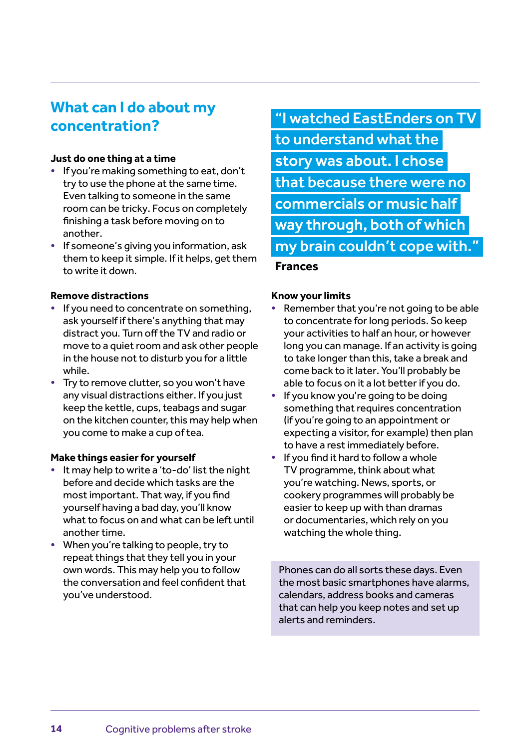## What can I do about my concentration?

**Just do one thing at a time**

- If you're making something to eat, don't try to use the phone at the same time. Even talking to someone in the same room can be tricky. Focus on completely finishing a task before moving on to another.
- If someone's giving you information, ask them to keep it simple. If it helps, get them to write it down.

**Remove distractions**

- If you need to concentrate on something, ask yourself if there's anything that may distract you. Turn off the TV and radio or move to a quiet room and ask other people in the house not to disturb you for a little while.
- Try to remove clutter, so you won't have any visual distractions either. If you just keep the kettle, cups, teabags and sugar on the kitchen counter, this may help when you come to make a cup of tea.

**Make things easier for yourself**

- It may help to write a 'to-do' list the night before and decide which tasks are the most important. That way, if you find yourself having a bad day, you'll know what to focus on and what can be left until another time.
- When you're talking to people, try to repeat things that they tell you in your own words. This may help you to follow the conversation and feel confident that you've understood.

> **"I watched EastEnders on TV to understand what the story was about. I chose that because there were no commercials or music half way through, both of which my brain couldn't cope with."**
>
> **Frances**

**Know your limits**

- Remember that you're not going to be able to concentrate for long periods. So keep your activities to half an hour, or however long you can manage. If an activity is going to take longer than this, take a break and come back to it later. You'll probably be able to focus on it a lot better if you do.
- If you know you're going to be doing something that requires concentration (if you're going to an appointment or expecting a visitor, for example) then plan to have a rest immediately before.
- If you find it hard to follow a whole TV programme, think about what you're watching. News, sports, or cookery programmes will probably be easier to keep up with than dramas or documentaries, which rely on you watching the whole thing.

Phones can do all sorts these days. Even the most basic smartphones have alarms, calendars, address books and cameras that can help you keep notes and set up alerts and reminders.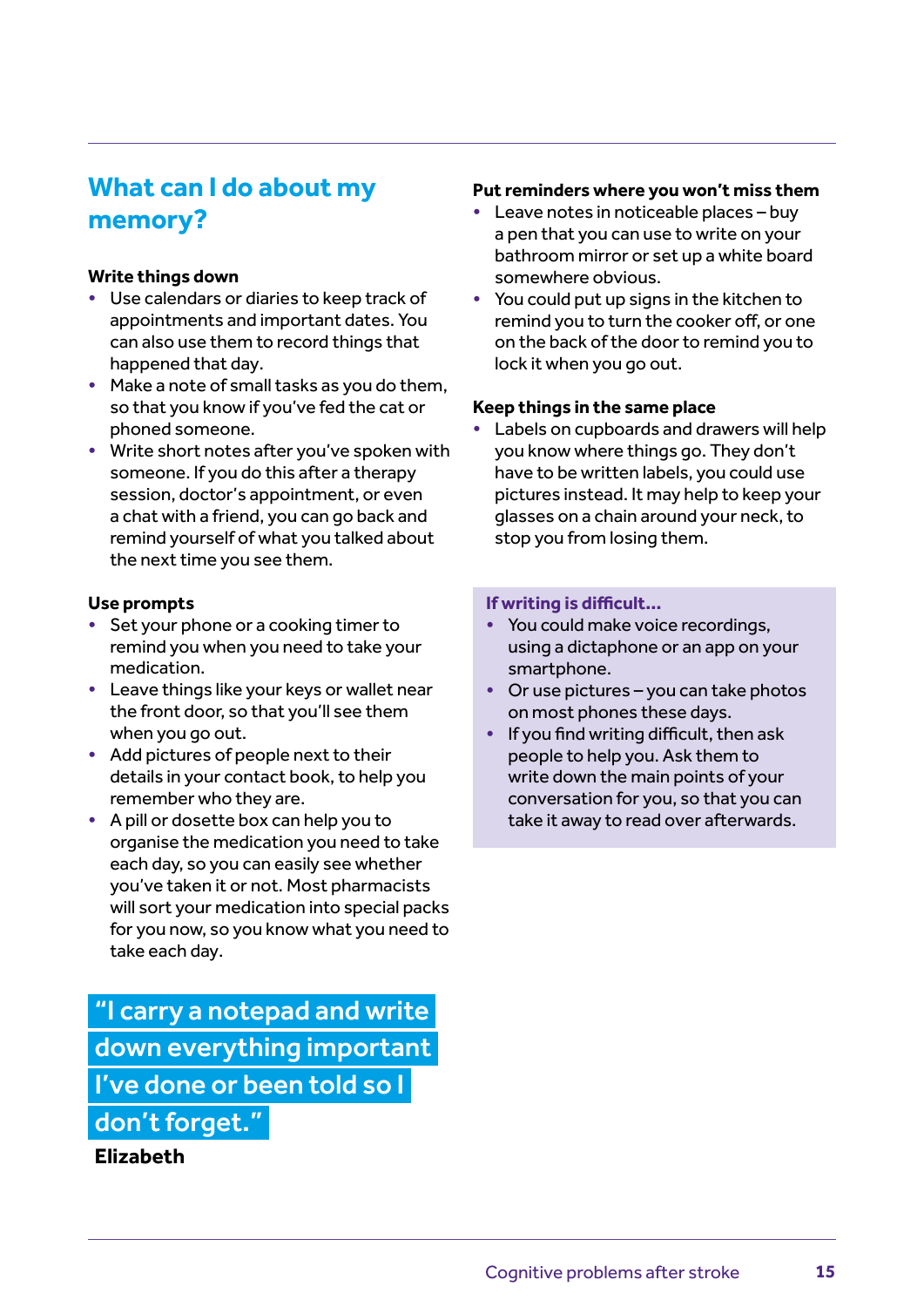## What can I do about my memory?

**Write things down**

- Use calendars or diaries to keep track of appointments and important dates. You can also use them to record things that happened that day.
- Make a note of small tasks as you do them, so that you know if you've fed the cat or phoned someone.
- Write short notes after you've spoken with someone. If you do this after a therapy session, doctor's appointment, or even a chat with a friend, you can go back and remind yourself of what you talked about the next time you see them.

**Use prompts**

- Set your phone or a cooking timer to remind you when you need to take your medication.
- Leave things like your keys or wallet near the front door, so that you'll see them when you go out.
- Add pictures of people next to their details in your contact book, to help you remember who they are.
- A pill or dosette box can help you to organise the medication you need to take each day, so you can easily see whether you've taken it or not. Most pharmacists will sort your medication into special packs for you now, so you know what you need to take each day.

> "I carry a notepad and write down everything important I've done or been told so I don't forget."
>
> **Elizabeth**

**Put reminders where you won't miss them**

- Leave notes in noticeable places – buy a pen that you can use to write on your bathroom mirror or set up a white board somewhere obvious.
- You could put up signs in the kitchen to remind you to turn the cooker off, or one on the back of the door to remind you to lock it when you go out.

**Keep things in the same place**

- Labels on cupboards and drawers will help you know where things go. They don't have to be written labels, you could use pictures instead. It may help to keep your glasses on a chain around your neck, to stop you from losing them.

**If writing is difficult...**

- You could make voice recordings, using a dictaphone or an app on your smartphone.
- Or use pictures – you can take photos on most phones these days.
- If you find writing difficult, then ask people to help you. Ask them to write down the main points of your conversation for you, so that you can take it away to read over afterwards.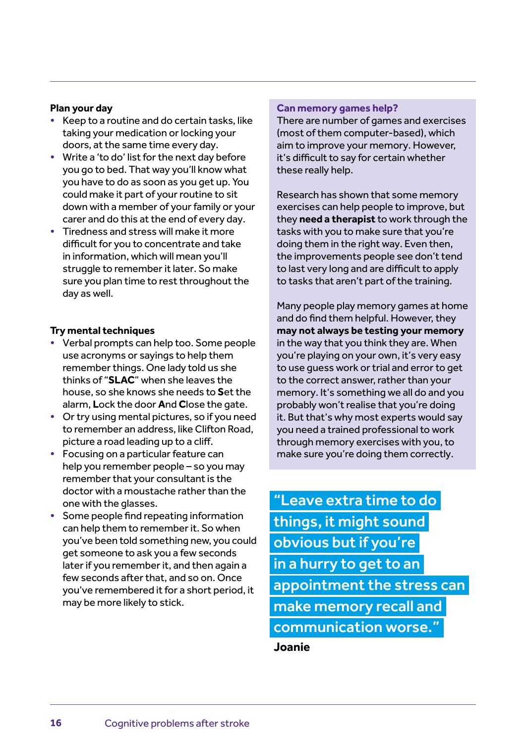### Plan your day

- Keep to a routine and do certain tasks, like taking your medication or locking your doors, at the same time every day.
- Write a 'to do' list for the next day before you go to bed. That way you'll know what you have to do as soon as you get up. You could make it part of your routine to sit down with a member of your family or your carer and do this at the end of every day.
- Tiredness and stress will make it more difficult for you to concentrate and take in information, which will mean you'll struggle to remember it later. So make sure you plan time to rest throughout the day as well.

### Try mental techniques

- Verbal prompts can help too. Some people use acronyms or sayings to help them remember things. One lady told us she thinks of "**SLAC**" when she leaves the house, so she knows she needs to **S**et the alarm, **L**ock the door **A**nd **C**lose the gate.
- Or try using mental pictures, so if you need to remember an address, like Clifton Road, picture a road leading up to a cliff.
- Focusing on a particular feature can help you remember people – so you may remember that your consultant is the doctor with a moustache rather than the one with the glasses.
- Some people find repeating information can help them to remember it. So when you've been told something new, you could get someone to ask you a few seconds later if you remember it, and then again a few seconds after that, and so on. Once you've remembered it for a short period, it may be more likely to stick.

### Can memory games help?

There are number of games and exercises (most of them computer-based), which aim to improve your memory. However, it's difficult to say for certain whether these really help.

Research has shown that some memory exercises can help people to improve, but they **need a therapist** to work through the tasks with you to make sure that you're doing them in the right way. Even then, the improvements people see don't tend to last very long and are difficult to apply to tasks that aren't part of the training.

Many people play memory games at home and do find them helpful. However, they **may not always be testing your memory** in the way that you think they are. When you're playing on your own, it's very easy to use guess work or trial and error to get to the correct answer, rather than your memory. It's something we all do and you probably won't realise that you're doing it. But that's why most experts would say you need a trained professional to work through memory exercises with you, to make sure you're doing them correctly.

> "Leave extra time to do things, it might sound obvious but if you're in a hurry to get to an appointment the stress can make memory recall and communication worse."
>
> **Joanie**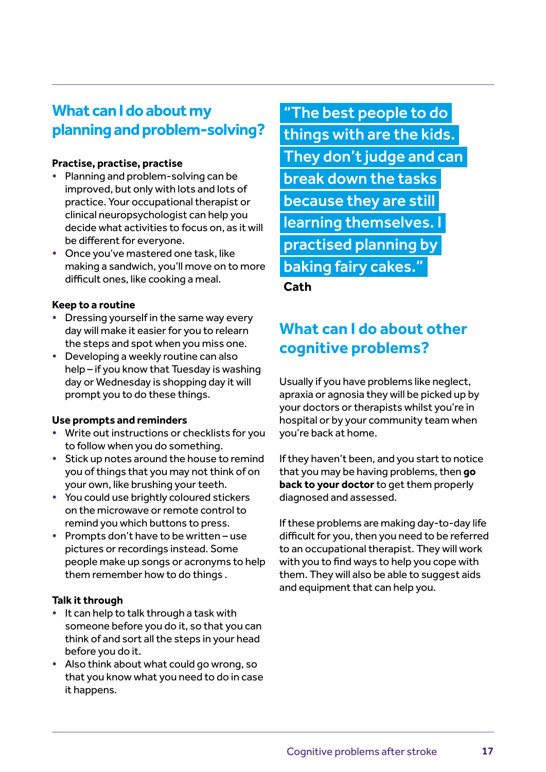## What can I do about my planning and problem-solving?

**Practise, practise, practise**

- Planning and problem-solving can be improved, but only with lots and lots of practice. Your occupational therapist or clinical neuropsychologist can help you decide what activities to focus on, as it will be different for everyone.
- Once you've mastered one task, like making a sandwich, you'll move on to more difficult ones, like cooking a meal.

**Keep to a routine**

- Dressing yourself in the same way every day will make it easier for you to relearn the steps and spot when you miss one.
- Developing a weekly routine can also help – if you know that Tuesday is washing day or Wednesday is shopping day it will prompt you to do these things.

**Use prompts and reminders**

- Write out instructions or checklists for you to follow when you do something.
- Stick up notes around the house to remind you of things that you may not think of on your own, like brushing your teeth.
- You could use brightly coloured stickers on the microwave or remote control to remind you which buttons to press.
- Prompts don't have to be written – use pictures or recordings instead. Some people make up songs or acronyms to help them remember how to do things .

**Talk it through**

- It can help to talk through a task with someone before you do it, so that you can think of and sort all the steps in your head before you do it.
- Also think about what could go wrong, so that you know what you need to do in case it happens.

> "The best people to do things with are the kids. They don't judge and can break down the tasks because they are still learning themselves. I practised planning by baking fairy cakes."
>
> **Cath**

## What can I do about other cognitive problems?

Usually if you have problems like neglect, apraxia or agnosia they will be picked up by your doctors or therapists whilst you're in hospital or by your community team when you're back at home.

If they haven't been, and you start to notice that you may be having problems, then **go back to your doctor** to get them properly diagnosed and assessed.

If these problems are making day-to-day life difficult for you, then you need to be referred to an occupational therapist. They will work with you to find ways to help you cope with them. They will also be able to suggest aids and equipment that can help you.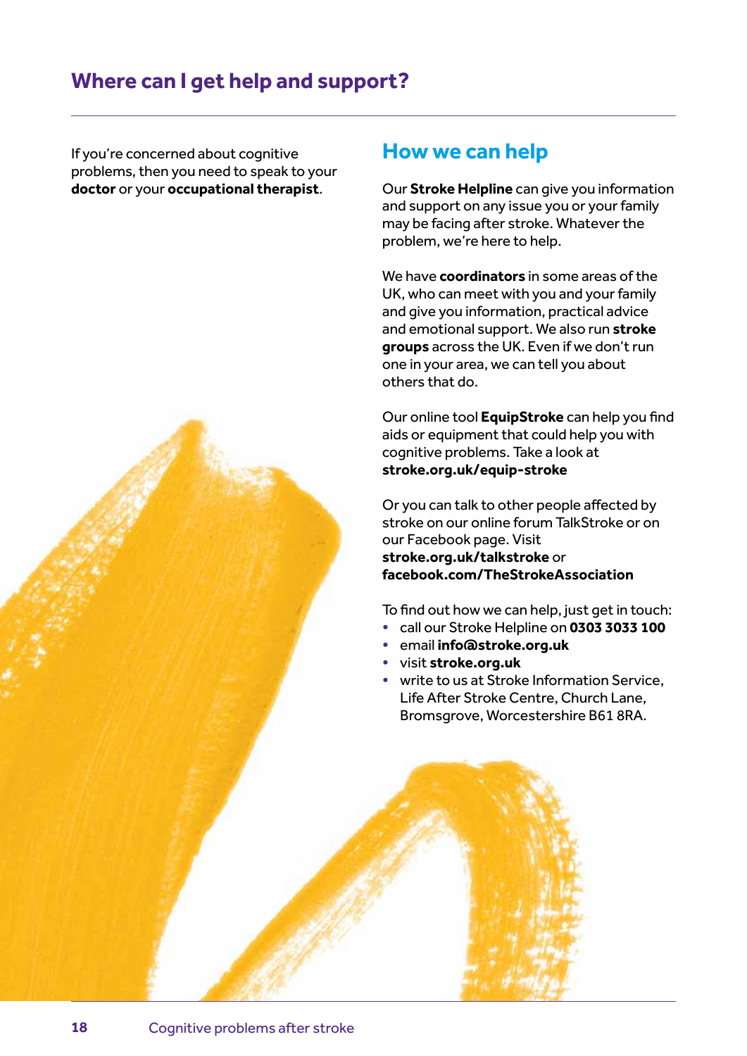# Where can I get help and support?

If you're concerned about cognitive problems, then you need to speak to your **doctor** or your **occupational therapist**.

## How we can help

Our **Stroke Helpline** can give you information and support on any issue you or your family may be facing after stroke. Whatever the problem, we're here to help.

We have **coordinators** in some areas of the UK, who can meet with you and your family and give you information, practical advice and emotional support. We also run **stroke groups** across the UK. Even if we don't run one in your area, we can tell you about others that do.

Our online tool **EquipStroke** can help you find aids or equipment that could help you with cognitive problems. Take a look at **stroke.org.uk/equip-stroke**

Or you can talk to other people affected by stroke on our online forum TalkStroke or on our Facebook page. Visit **stroke.org.uk/talkstroke** or **facebook.com/TheStrokeAssociation**

To find out how we can help, just get in touch:

- call our Stroke Helpline on **0303 3033 100**
- email **info@stroke.org.uk**
- visit **stroke.org.uk**
- write to us at Stroke Information Service, Life After Stroke Centre, Church Lane, Bromsgrove, Worcestershire B61 8RA.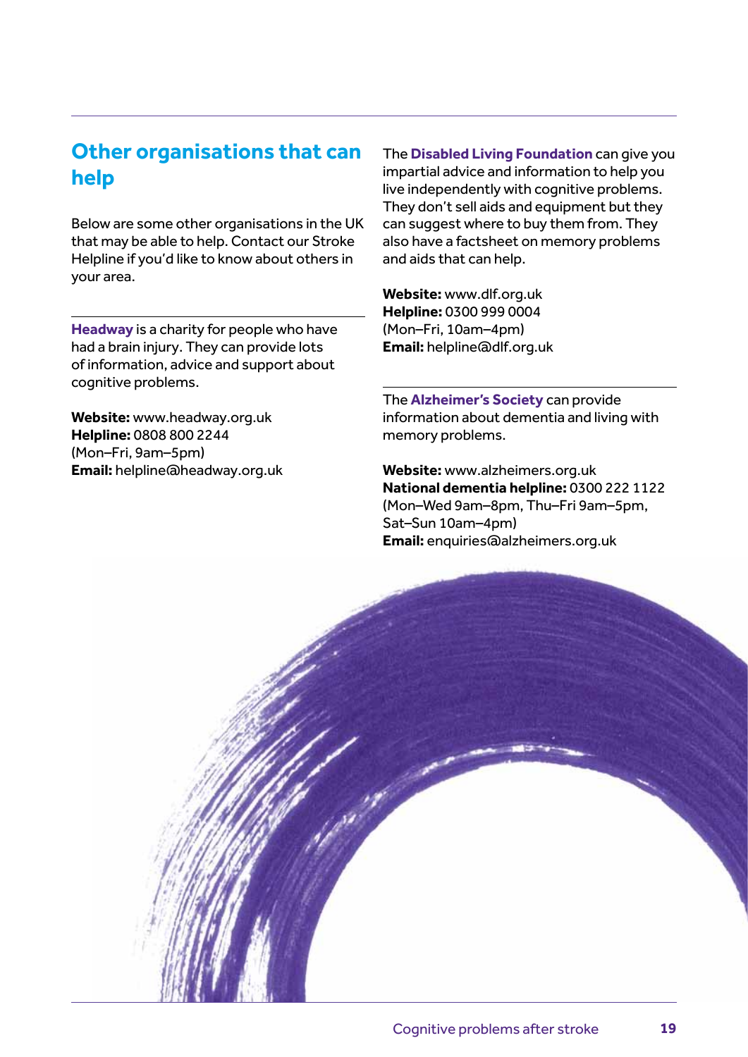## Other organisations that can help

Below are some other organisations in the UK that may be able to help. Contact our Stroke Helpline if you'd like to know about others in your area.

**Headway** is a charity for people who have had a brain injury. They can provide lots of information, advice and support about cognitive problems.

**Website:** www.headway.org.uk
**Helpline:** 0808 800 2244
(Mon–Fri, 9am–5pm)
**Email:** helpline@headway.org.uk

The **Disabled Living Foundation** can give you impartial advice and information to help you live independently with cognitive problems. They don't sell aids and equipment but they can suggest where to buy them from. They also have a factsheet on memory problems and aids that can help.

**Website:** www.dlf.org.uk
**Helpline:** 0300 999 0004
(Mon–Fri, 10am–4pm)
**Email:** helpline@dlf.org.uk

The **Alzheimer's Society** can provide information about dementia and living with memory problems.

**Website:** www.alzheimers.org.uk
**National dementia helpline:** 0300 222 1122
(Mon–Wed 9am–8pm, Thu–Fri 9am–5pm, Sat–Sun 10am–4pm)
**Email:** enquiries@alzheimers.org.uk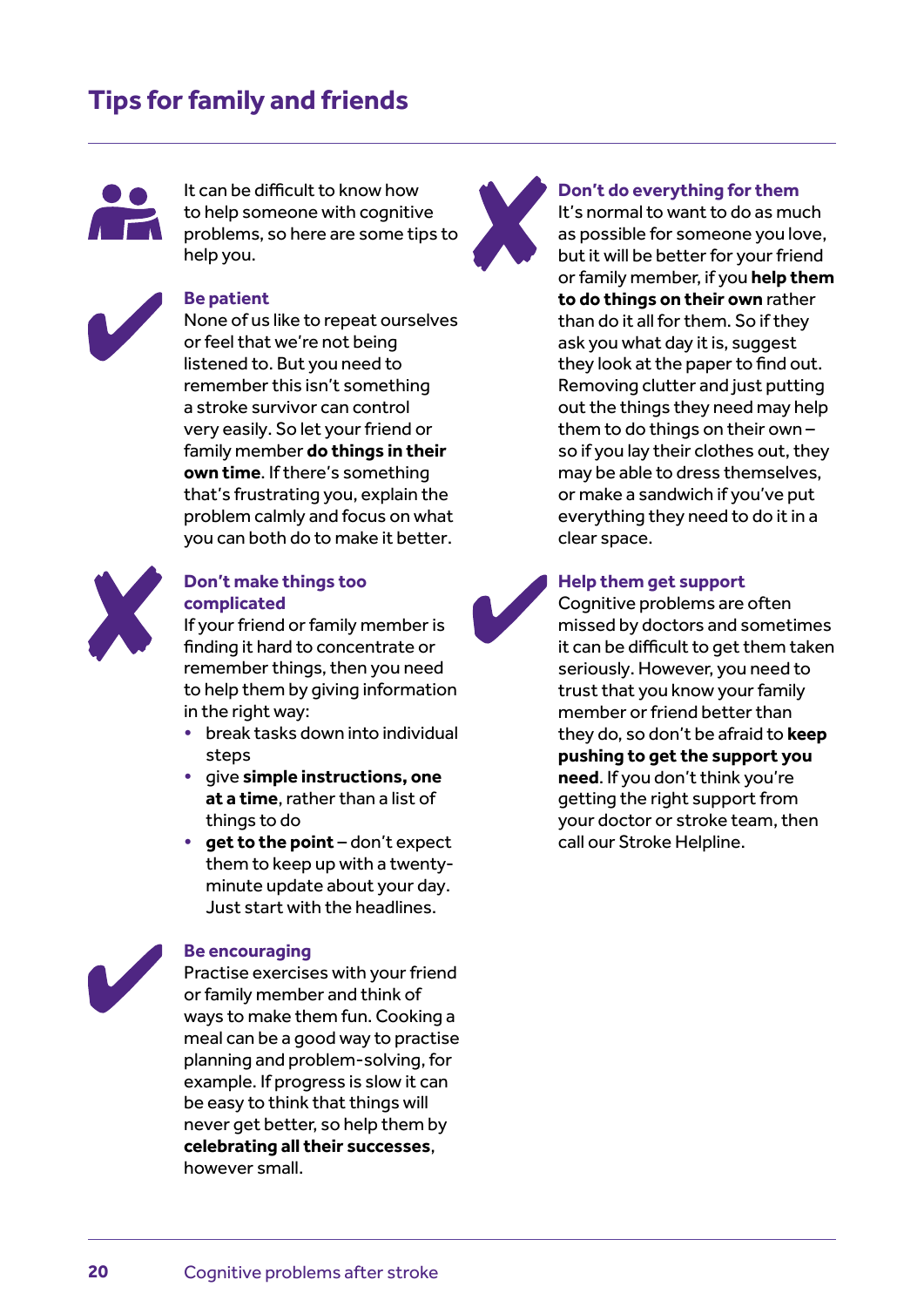# Tips for family and friends

It can be difficult to know how to help someone with cognitive problems, so here are some tips to help you.

### Be patient

None of us like to repeat ourselves or feel that we're not being listened to. But you need to remember this isn't something a stroke survivor can control very easily. So let your friend or family member **do things in their own time**. If there's something that's frustrating you, explain the problem calmly and focus on what you can both do to make it better.

### Don't make things too complicated

If your friend or family member is finding it hard to concentrate or remember things, then you need to help them by giving information in the right way:

- break tasks down into individual steps
- give **simple instructions, one at a time**, rather than a list of things to do
- **get to the point** – don't expect them to keep up with a twenty-minute update about your day. Just start with the headlines.

### Be encouraging

Practise exercises with your friend or family member and think of ways to make them fun. Cooking a meal can be a good way to practise planning and problem-solving, for example. If progress is slow it can be easy to think that things will never get better, so help them by **celebrating all their successes**, however small.

### Don't do everything for them

It's normal to want to do as much as possible for someone you love, but it will be better for your friend or family member, if you **help them to do things on their own** rather than do it all for them. So if they ask you what day it is, suggest they look at the paper to find out. Removing clutter and just putting out the things they need may help them to do things on their own – so if you lay their clothes out, they may be able to dress themselves, or make a sandwich if you've put everything they need to do it in a clear space.

### Help them get support

Cognitive problems are often missed by doctors and sometimes it can be difficult to get them taken seriously. However, you need to trust that you know your family member or friend better than they do, so don't be afraid to **keep pushing to get the support you need**. If you don't think you're getting the right support from your doctor or stroke team, then call our Stroke Helpline.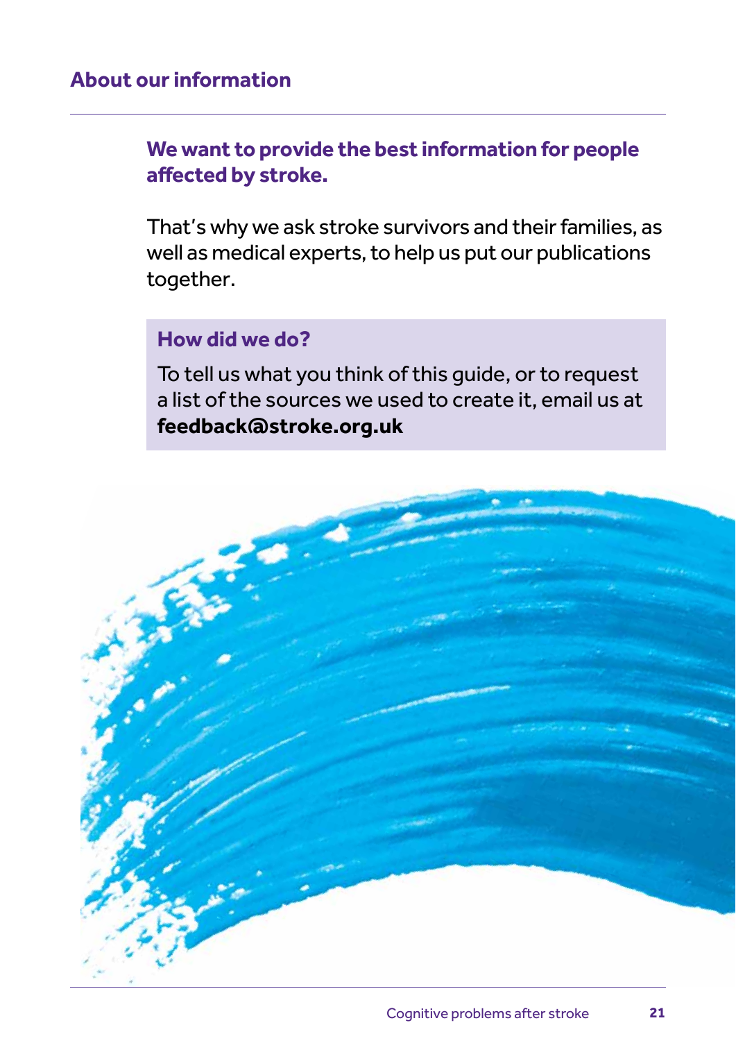## About our information

**We want to provide the best information for people affected by stroke.**

That's why we ask stroke survivors and their families, as well as medical experts, to help us put our publications together.

### How did we do?

To tell us what you think of this guide, or to request a list of the sources we used to create it, email us at **feedback@stroke.org.uk**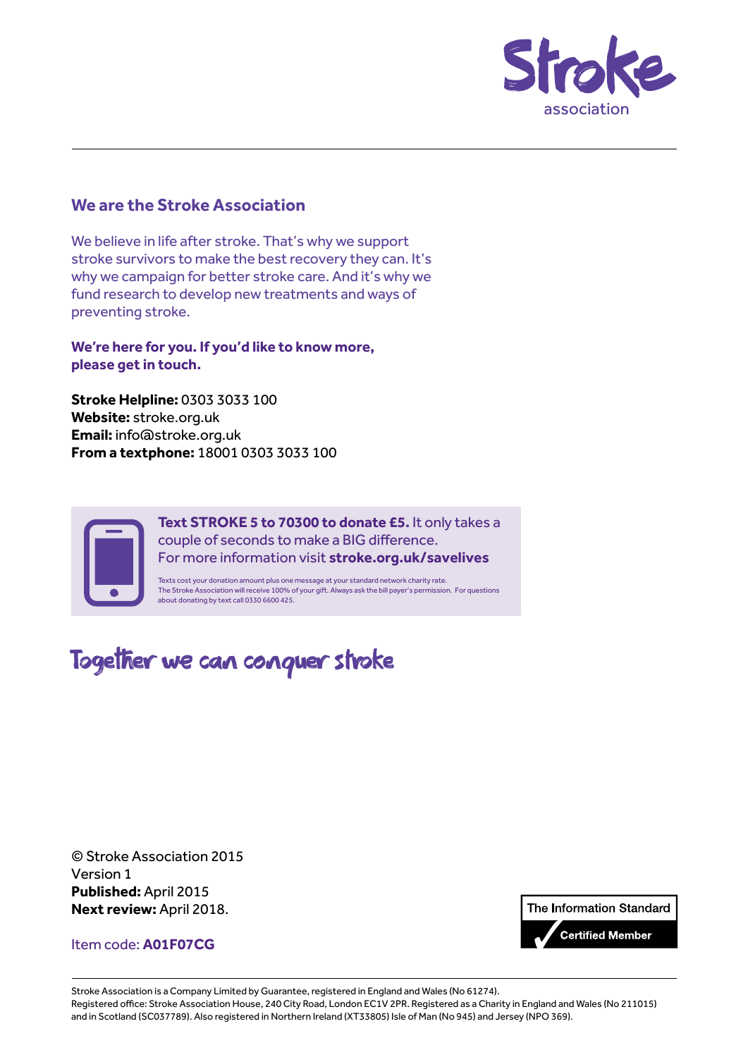Stroke association

## We are the Stroke Association

We believe in life after stroke. That's why we support stroke survivors to make the best recovery they can. It's why we campaign for better stroke care. And it's why we fund research to develop new treatments and ways of preventing stroke.

**We're here for you. If you'd like to know more, please get in touch.**

**Stroke Helpline:** 0303 3033 100
**Website:** stroke.org.uk
**Email:** info@stroke.org.uk
**From a textphone:** 18001 0303 3033 100

**Text STROKE 5 to 70300 to donate £5.** It only takes a couple of seconds to make a BIG difference. For more information visit **stroke.org.uk/savelives**

Texts cost your donation amount plus one message at your standard network charity rate. The Stroke Association will receive 100% of your gift. Always ask the bill payer's permission. For questions about donating by text call 0330 6600 425.

Together we can conquer stroke

© Stroke Association 2015
Version 1
**Published:** April 2015
**Next review:** April 2018.

Item code: **A01F07CG**

The Information Standard
Certified Member

Stroke Association is a Company Limited by Guarantee, registered in England and Wales (No 61274).
Registered office: Stroke Association House, 240 City Road, London EC1V 2PR. Registered as a Charity in England and Wales (No 211015) and in Scotland (SC037789). Also registered in Northern Ireland (XT33805) Isle of Man (No 945) and Jersey (NPO 369).